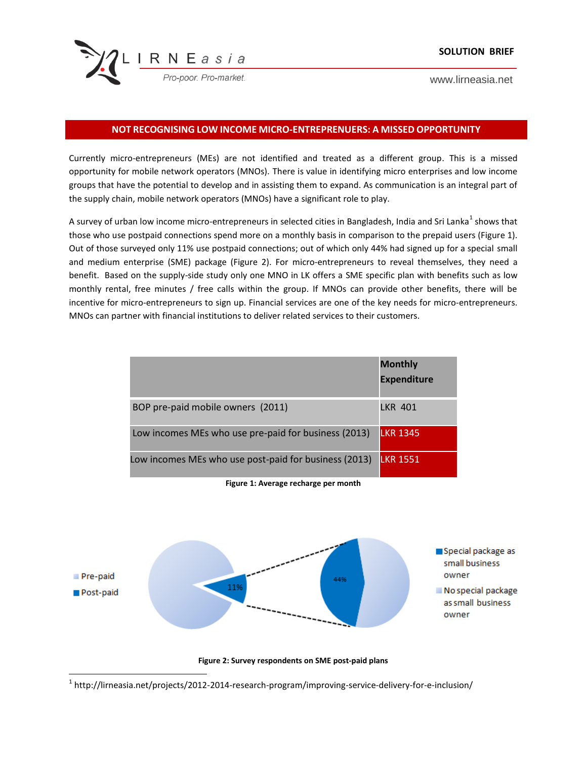SOLUTION BRIEF

## NOT RECOGNISING LOW INCOME MICRO-ENTREPRENEURS: A MISSED OPPORTUNITY

Currently micro-entrepreneurs (MEs) are not identified and treated as a different group. This is a missed opportunity for mobile network operators (MNOs). There is value in identifying micro enterprises and low income groups that have the potential to develop and in assisting them to expand. As communication is an integral part of the supply chain, mobile network operators (MNOs) have a significant role to play.

A survey of urban low income micro-entrepreneurs in selected cities in Bangladesh, India and Sri Lanka[1] shows that those who use postpaid connections spend more on a monthly basis in comparison to the prepaid users (Figure 1). Out of those surveyed only 11% use postpaid connections; out of which only 44% had signed up for a special small and medium enterprise (SME) package (Figure 2). For micro-entrepreneurs to reveal themselves, they need a benefit. Based on the supply-side study only one MNO in LK offers a SME specific plan with benefits such as low monthly rental, free minutes / free calls within the group. If MNOs can provide other benefits, there will be incentive for micro-entrepreneurs to sign up. Financial services are one of the key needs for micro-entrepreneurs. MNOs can partner with financial institutions to deliver related services to their customers.

| | Monthly Expenditure |
|---|---|
| BOP pre-paid mobile owners (2011) | LKR 401 |
| Low incomes MEs who use pre-paid for business (2013) | LKR 1345 |
| Low incomes MEs who use post-paid for business (2013) | LKR 1551 |

**Figure 1: Average recharge per month**

Pre-paid
Post-paid
11%
44%
Special package as small business owner
No special package as small business owner

**Figure 2: Survey respondents on SME post-paid plans**

[1] http://lirneasia.net/projects/2012-2014-research-program/improving-service-delivery-for-e-inclusion/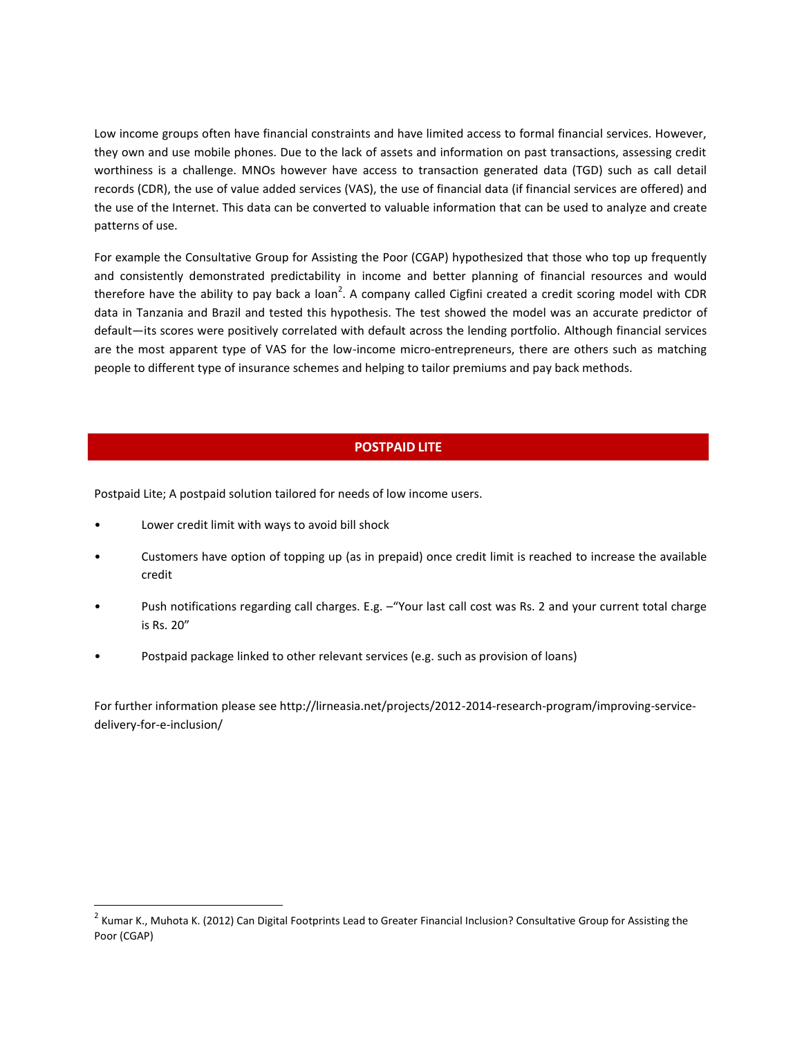Low income groups often have financial constraints and have limited access to formal financial services. However, they own and use mobile phones. Due to the lack of assets and information on past transactions, assessing credit worthiness is a challenge. MNOs however have access to transaction generated data (TGD) such as call detail records (CDR), the use of value added services (VAS), the use of financial data (if financial services are offered) and the use of the Internet. This data can be converted to valuable information that can be used to analyze and create patterns of use.

For example the Consultative Group for Assisting the Poor (CGAP) hypothesized that those who top up frequently and consistently demonstrated predictability in income and better planning of financial resources and would therefore have the ability to pay back a loan[2]. A company called Cigfini created a credit scoring model with CDR data in Tanzania and Brazil and tested this hypothesis. The test showed the model was an accurate predictor of default—its scores were positively correlated with default across the lending portfolio. Although financial services are the most apparent type of VAS for the low-income micro-entrepreneurs, there are others such as matching people to different type of insurance schemes and helping to tailor premiums and pay back methods.

## POSTPAID LITE

Postpaid Lite; A postpaid solution tailored for needs of low income users.

- Lower credit limit with ways to avoid bill shock
- Customers have option of topping up (as in prepaid) once credit limit is reached to increase the available credit
- Push notifications regarding call charges. E.g. –"Your last call cost was Rs. 2 and your current total charge is Rs. 20"
- Postpaid package linked to other relevant services (e.g. such as provision of loans)

For further information please see http://lirneasia.net/projects/2012-2014-research-program/improving-service-delivery-for-e-inclusion/

[2] Kumar K., Muhota K. (2012) Can Digital Footprints Lead to Greater Financial Inclusion? Consultative Group for Assisting the Poor (CGAP)